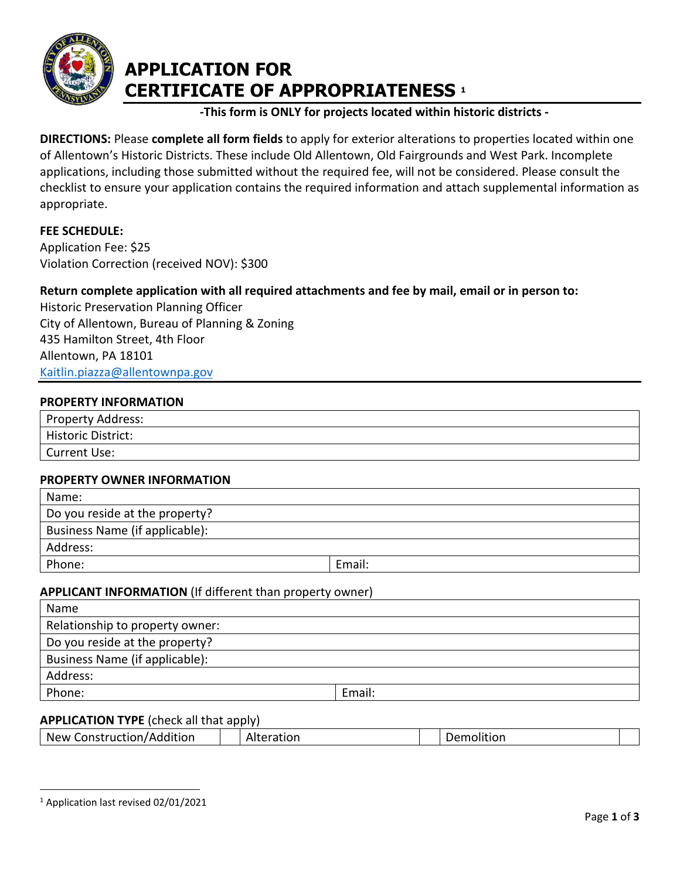# APPLICATION FOR CERTIFICATE OF APPROPRIATENESS [1]

**-This form is ONLY for projects located within historic districts -**

**DIRECTIONS:** Please **complete all form fields** to apply for exterior alterations to properties located within one of Allentown's Historic Districts. These include Old Allentown, Old Fairgrounds and West Park. Incomplete applications, including those submitted without the required fee, will not be considered. Please consult the checklist to ensure your application contains the required information and attach supplemental information as appropriate.

**FEE SCHEDULE:**
Application Fee: $25
Violation Correction (received NOV): $300

**Return complete application with all required attachments and fee by mail, email or in person to:**
Historic Preservation Planning Officer
City of Allentown, Bureau of Planning & Zoning
435 Hamilton Street, 4th Floor
Allentown, PA 18101
Kaitlin.piazza@allentownpa.gov

### PROPERTY INFORMATION

| Property Address: |
|---|
| Historic District: |
| Current Use: |

### PROPERTY OWNER INFORMATION

| Name: | |
|---|---|
| Do you reside at the property? | |
| Business Name (if applicable): | |
| Address: | |
| Phone: | Email: |

### APPLICANT INFORMATION (If different than property owner)

| Name | |
|---|---|
| Relationship to property owner: | |
| Do you reside at the property? | |
| Business Name (if applicable): | |
| Address: | |
| Phone: | Email: |

### APPLICATION TYPE (check all that apply)

| New Construction/Addition | | Alteration | | Demolition | |
|---|---|---|---|---|---|

[1] Application last revised 02/01/2021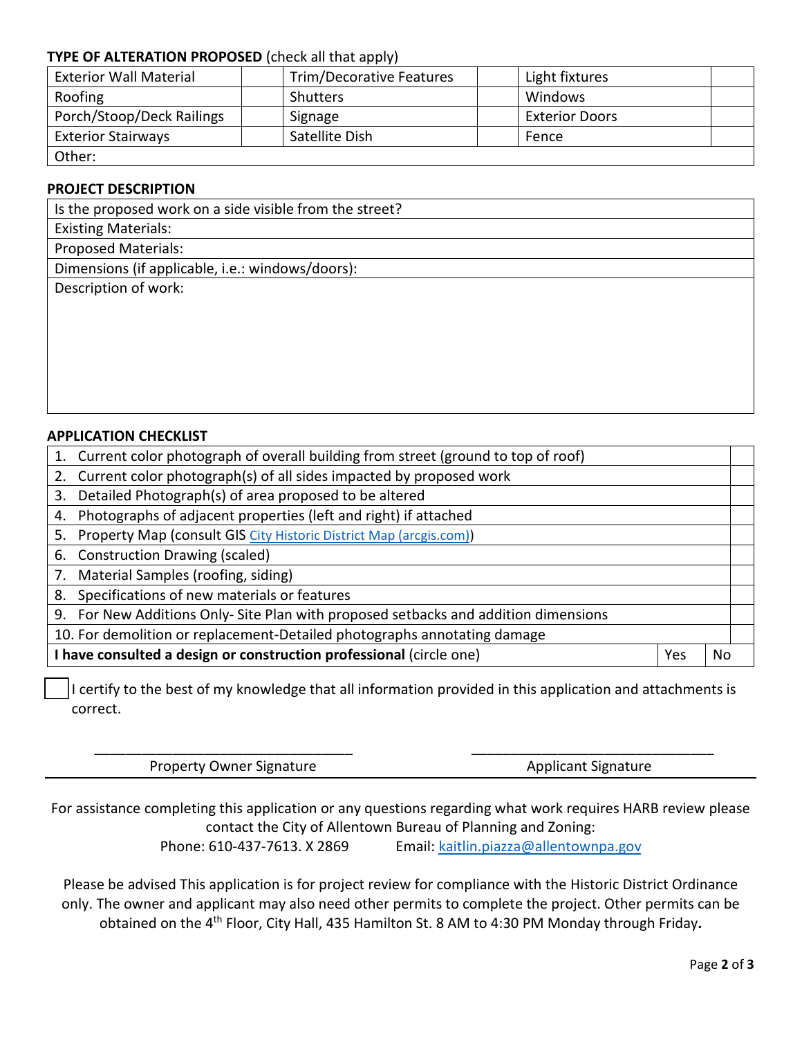**TYPE OF ALTERATION PROPOSED** (check all that apply)

| Exterior Wall Material | | Trim/Decorative Features | | Light fixtures | |
|---|---|---|---|---|---|
| Roofing | | Shutters | | Windows | |
| Porch/Stoop/Deck Railings | | Signage | | Exterior Doors | |
| Exterior Stairways | | Satellite Dish | | Fence | |
| Other: | | | | | |

**PROJECT DESCRIPTION**

| Is the proposed work on a side visible from the street? |
|---|
| Existing Materials: |
| Proposed Materials: |
| Dimensions (if applicable, i.e.: windows/doors): |
| Description of work: |

**APPLICATION CHECKLIST**

| | | |
|---|---|---|
| 1. Current color photograph of overall building from street (ground to top of roof) | | |
| 2. Current color photograph(s) of all sides impacted by proposed work | | |
| 3. Detailed Photograph(s) of area proposed to be altered | | |
| 4. Photographs of adjacent properties (left and right) if attached | | |
| 5. Property Map (consult GIS City Historic District Map (arcgis.com)) | | |
| 6. Construction Drawing (scaled) | | |
| 7. Material Samples (roofing, siding) | | |
| 8. Specifications of new materials or features | | |
| 9. For New Additions Only- Site Plan with proposed setbacks and addition dimensions | | |
| 10. For demolition or replacement-Detailed photographs annotating damage | | |
| **I have consulted a design or construction professional** (circle one) | Yes | No |

☐ I certify to the best of my knowledge that all information provided in this application and attachments is correct.

_________________________________ Property Owner Signature

_________________________________ Applicant Signature

For assistance completing this application or any questions regarding what work requires HARB review please contact the City of Allentown Bureau of Planning and Zoning:
Phone: 610-437-7613. X 2869 Email: kaitlin.piazza@allentownpa.gov

Please be advised This application is for project review for compliance with the Historic District Ordinance only. The owner and applicant may also need other permits to complete the project. Other permits can be obtained on the 4th Floor, City Hall, 435 Hamilton St. 8 AM to 4:30 PM Monday through Friday**.**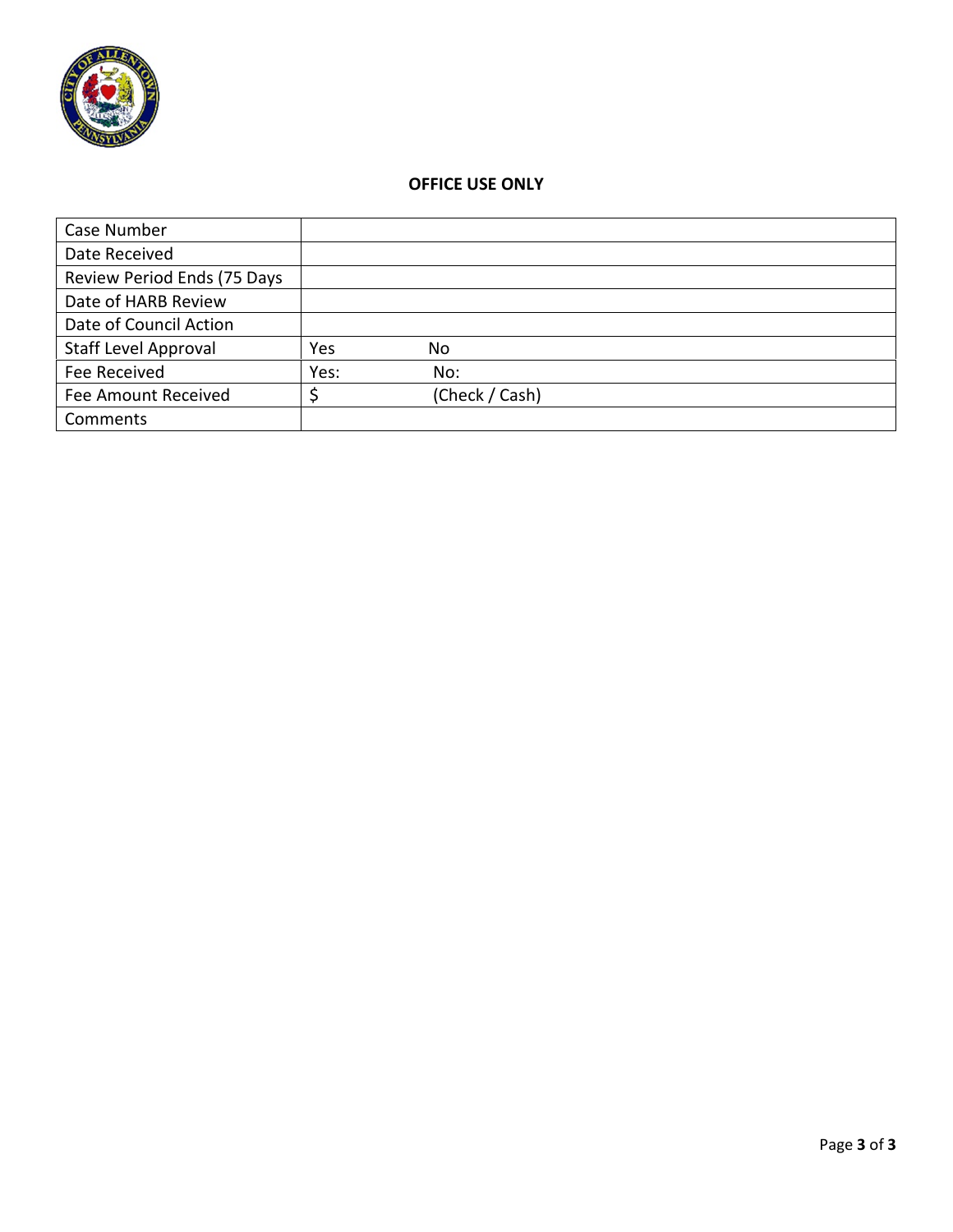**OFFICE USE ONLY**

| | | |
|---|---|---|
| Case Number | | |
| Date Received | | |
| Review Period Ends (75 Days | | |
| Date of HARB Review | | |
| Date of Council Action | | |
| Staff Level Approval | Yes | No |
| Fee Received | Yes: | No: |
| Fee Amount Received | $ | (Check / Cash) |
| Comments | | |